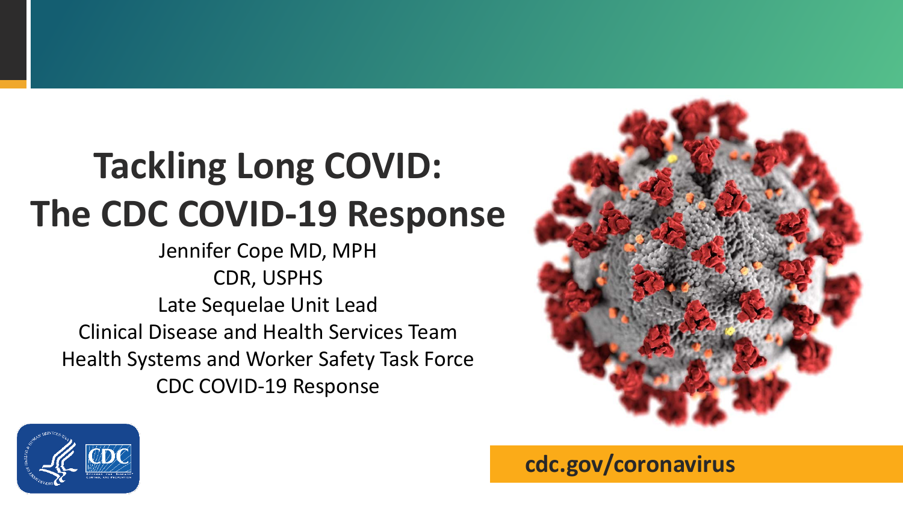# Tackling Long COVID: The CDC COVID-19 Response

Jennifer Cope MD, MPH

CDR, USPHS

Late Sequelae Unit Lead

Clinical Disease and Health Services Team

Health Systems and Worker Safety Task Force

CDC COVID-19 Response

cdc.gov/coronavirus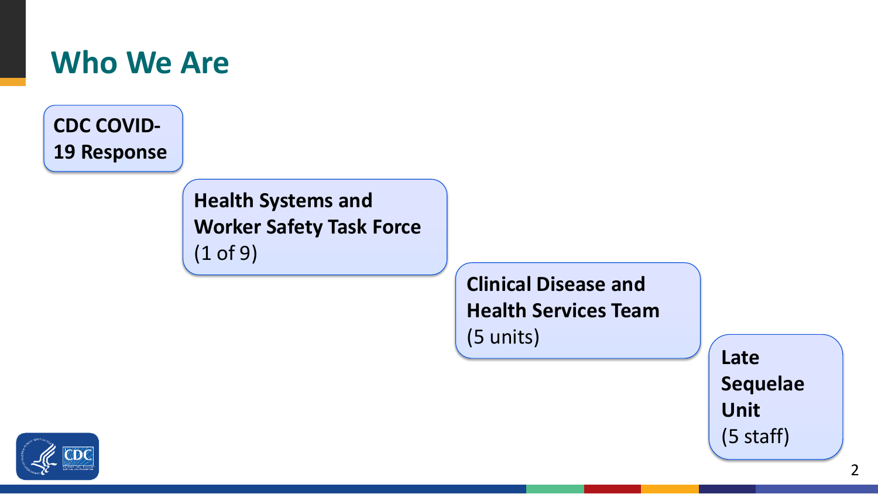# Who We Are

- **CDC COVID-19 Response**
  - **Health Systems and Worker Safety Task Force** (1 of 9)
    - **Clinical Disease and Health Services Team** (5 units)
      - **Late Sequelae Unit** (5 staff)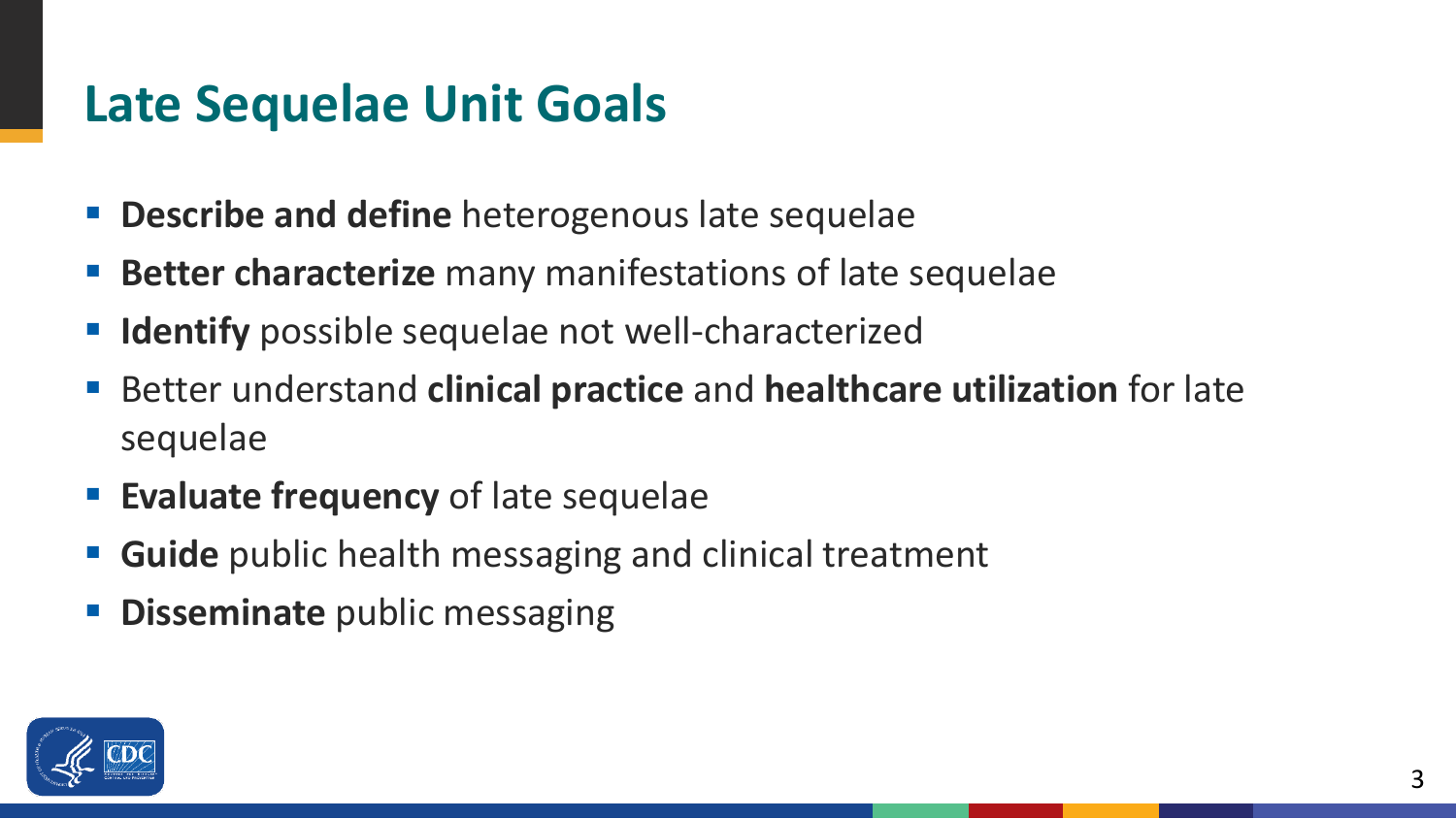# Late Sequelae Unit Goals

- **Describe and define** heterogenous late sequelae
- **Better characterize** many manifestations of late sequelae
- **Identify** possible sequelae not well-characterized
- Better understand **clinical practice** and **healthcare utilization** for late sequelae
- **Evaluate frequency** of late sequelae
- **Guide** public health messaging and clinical treatment
- **Disseminate** public messaging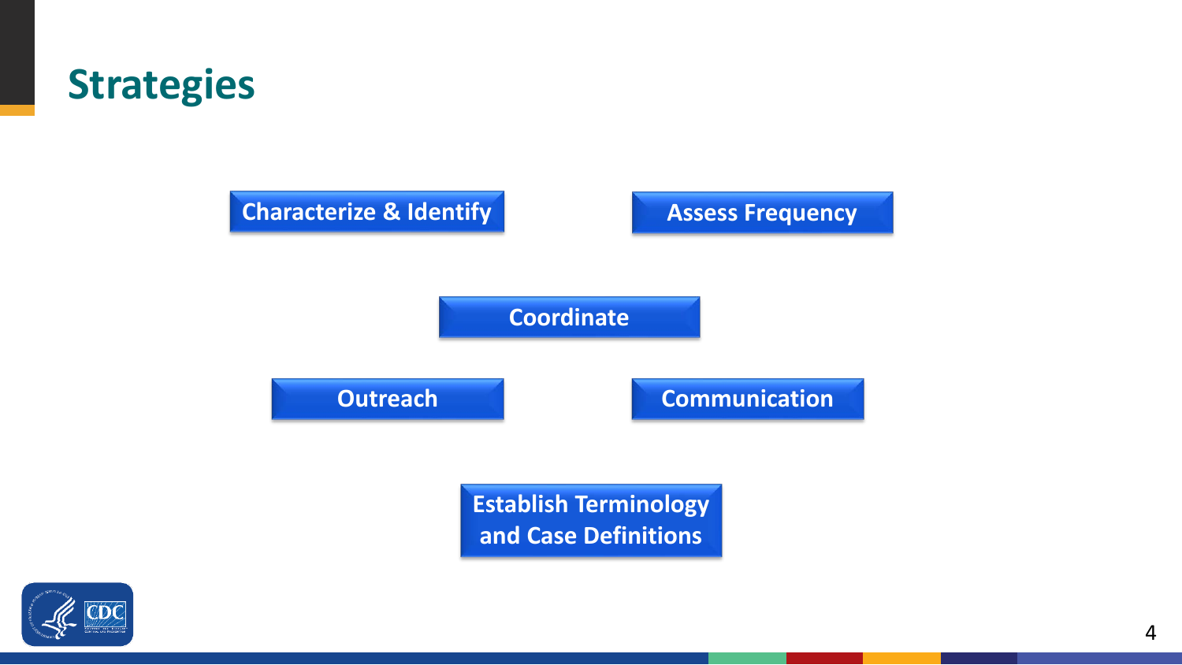# Strategies

- Characterize & Identify
- Assess Frequency
- Coordinate
- Outreach
- Communication
- Establish Terminology and Case Definitions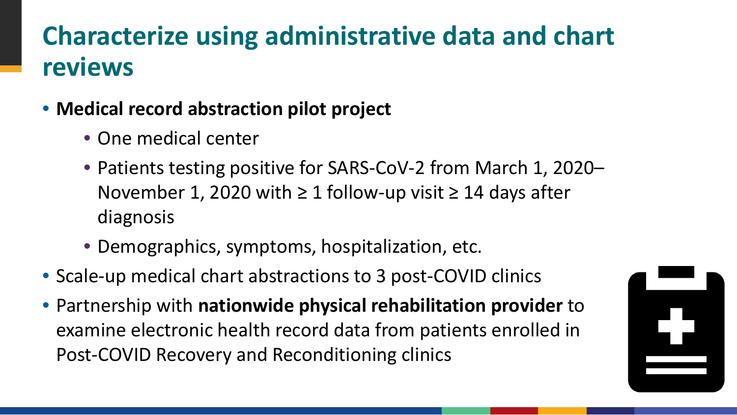# Characterize using administrative data and chart reviews

- **Medical record abstraction pilot project**
  - One medical center
  - Patients testing positive for SARS-CoV-2 from March 1, 2020–November 1, 2020 with ≥ 1 follow-up visit ≥ 14 days after diagnosis
  - Demographics, symptoms, hospitalization, etc.
- Scale-up medical chart abstractions to 3 post-COVID clinics
- Partnership with **nationwide physical rehabilitation provider** to examine electronic health record data from patients enrolled in Post-COVID Recovery and Reconditioning clinics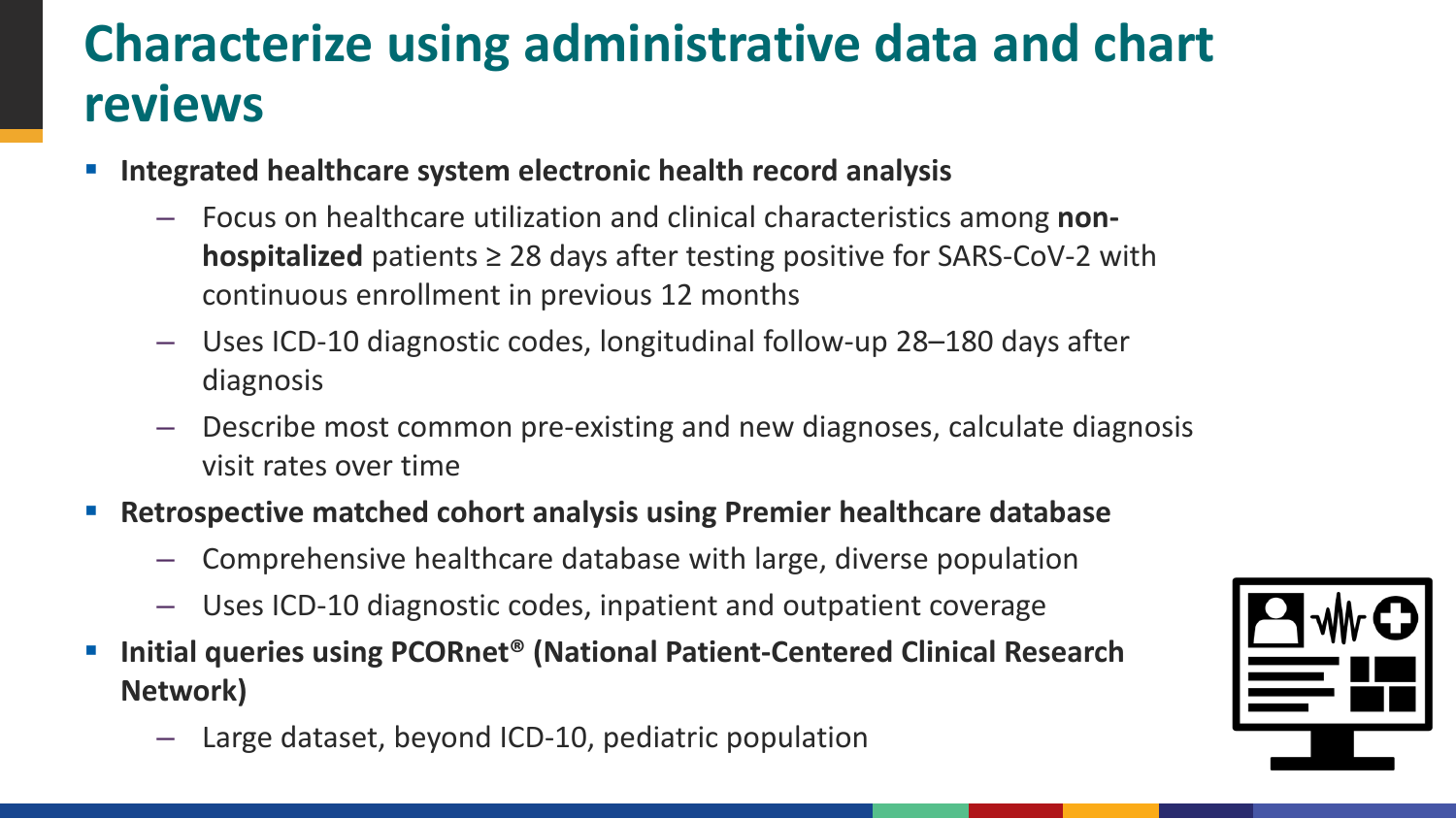# Characterize using administrative data and chart reviews

- **Integrated healthcare system electronic health record analysis**
  - Focus on healthcare utilization and clinical characteristics among **non-hospitalized** patients ≥ 28 days after testing positive for SARS-CoV-2 with continuous enrollment in previous 12 months
  - Uses ICD-10 diagnostic codes, longitudinal follow-up 28–180 days after diagnosis
  - Describe most common pre-existing and new diagnoses, calculate diagnosis visit rates over time
- **Retrospective matched cohort analysis using Premier healthcare database**
  - Comprehensive healthcare database with large, diverse population
  - Uses ICD-10 diagnostic codes, inpatient and outpatient coverage
- **Initial queries using PCORnet® (National Patient-Centered Clinical Research Network)**
  - Large dataset, beyond ICD-10, pediatric population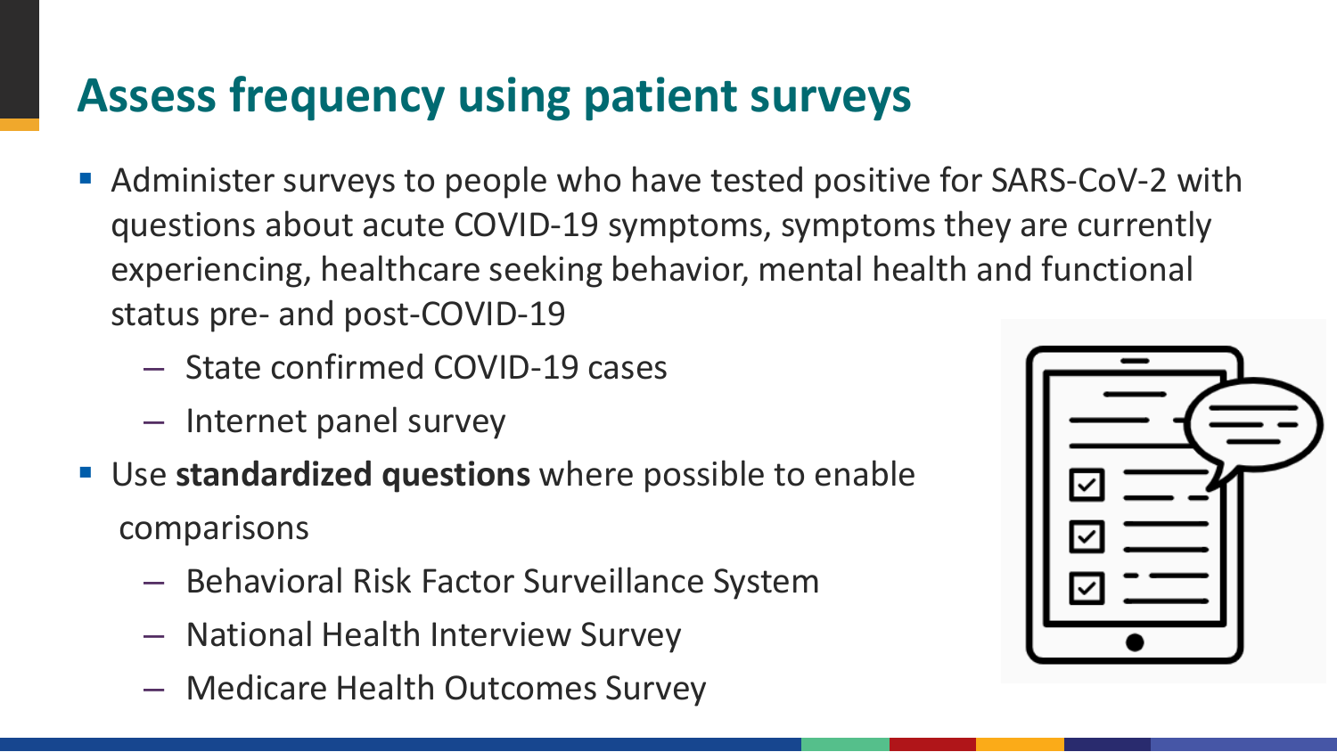# Assess frequency using patient surveys

- Administer surveys to people who have tested positive for SARS-CoV-2 with questions about acute COVID-19 symptoms, symptoms they are currently experiencing, healthcare seeking behavior, mental health and functional status pre- and post-COVID-19
  - State confirmed COVID-19 cases
  - Internet panel survey
- Use **standardized questions** where possible to enable comparisons
  - Behavioral Risk Factor Surveillance System
  - National Health Interview Survey
  - Medicare Health Outcomes Survey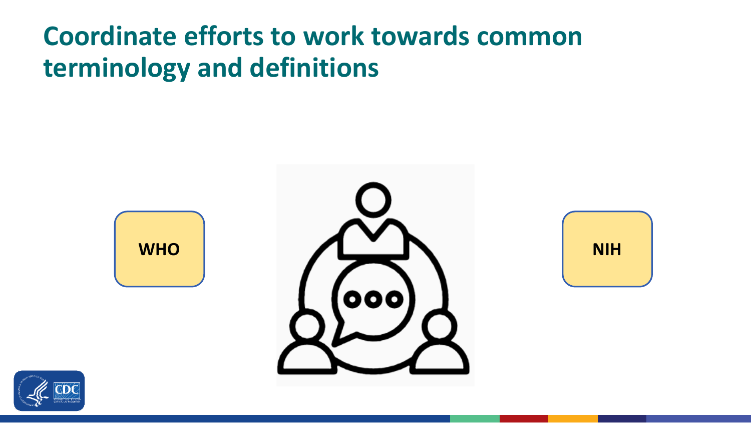# Coordinate efforts to work towards common terminology and definitions

WHO

NIH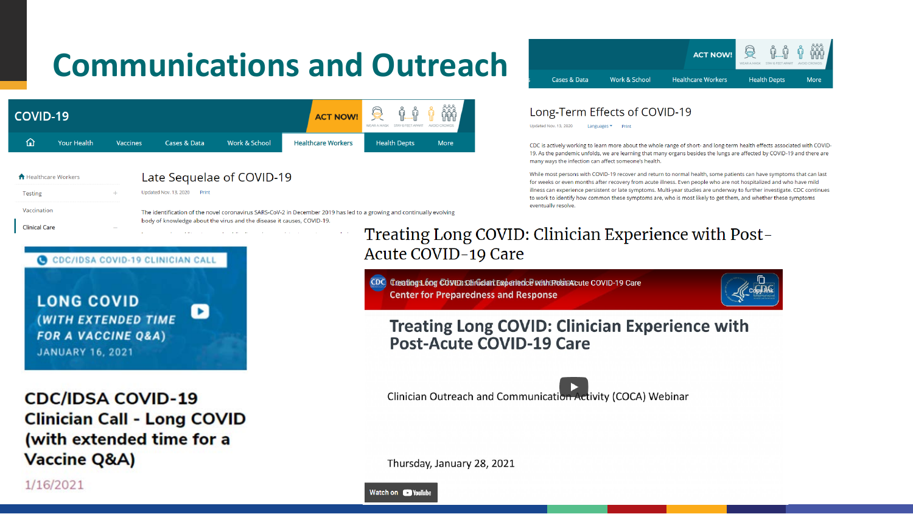# Communications and Outreach

COVID-19

ACT NOW!

Your Health | Vaccines | Cases & Data | Work & School | Healthcare Workers | Health Depts | More

Healthcare Workers

Testing

Vaccination

Clinical Care

## Late Sequelae of COVID-19

Updated Nov. 13, 2020 Print

The identification of the novel coronavirus SARS-CoV-2 in December 2019 has led to a growing and continually evolving body of knowledge about the virus and the disease it causes, COVID-19.

ACT NOW!

Cases & Data | Work & School | Healthcare Workers | Health Depts | More

## Long-Term Effects of COVID-19

Updated Nov. 13, 2020 Languages Print

CDC is actively working to learn more about the whole range of short- and long-term health effects associated with COVID-19. As the pandemic unfolds, we are learning that many organs besides the lungs are affected by COVID-19 and there are many ways the infection can affect someone's health.

While most persons with COVID-19 recover and return to normal health, some patients can have symptoms that can last for weeks or even months after recovery from acute illness. Even people who are not hospitalized and who have mild illness can experience persistent or late symptoms. Multi-year studies are underway to further investigate. CDC continues to work to identify how common these symptoms are, who is most likely to get them, and whether these symptoms eventually resolve.

CDC/IDSA COVID-19 CLINICIAN CALL

LONG COVID (WITH EXTENDED TIME FOR A VACCINE Q&A)

JANUARY 16, 2021

## CDC/IDSA COVID-19 Clinician Call - Long COVID (with extended time for a Vaccine Q&A)

1/16/2021

## Treating Long COVID: Clinician Experience with Post-Acute COVID-19 Care

Treating Long COVID: Clinician Experience with Post-Acute COVID-19 Care

Center for Preparedness and Response

Treating Long COVID: Clinician Experience with Post-Acute COVID-19 Care

Clinician Outreach and Communication Activity (COCA) Webinar

Thursday, January 28, 2021

Watch on YouTube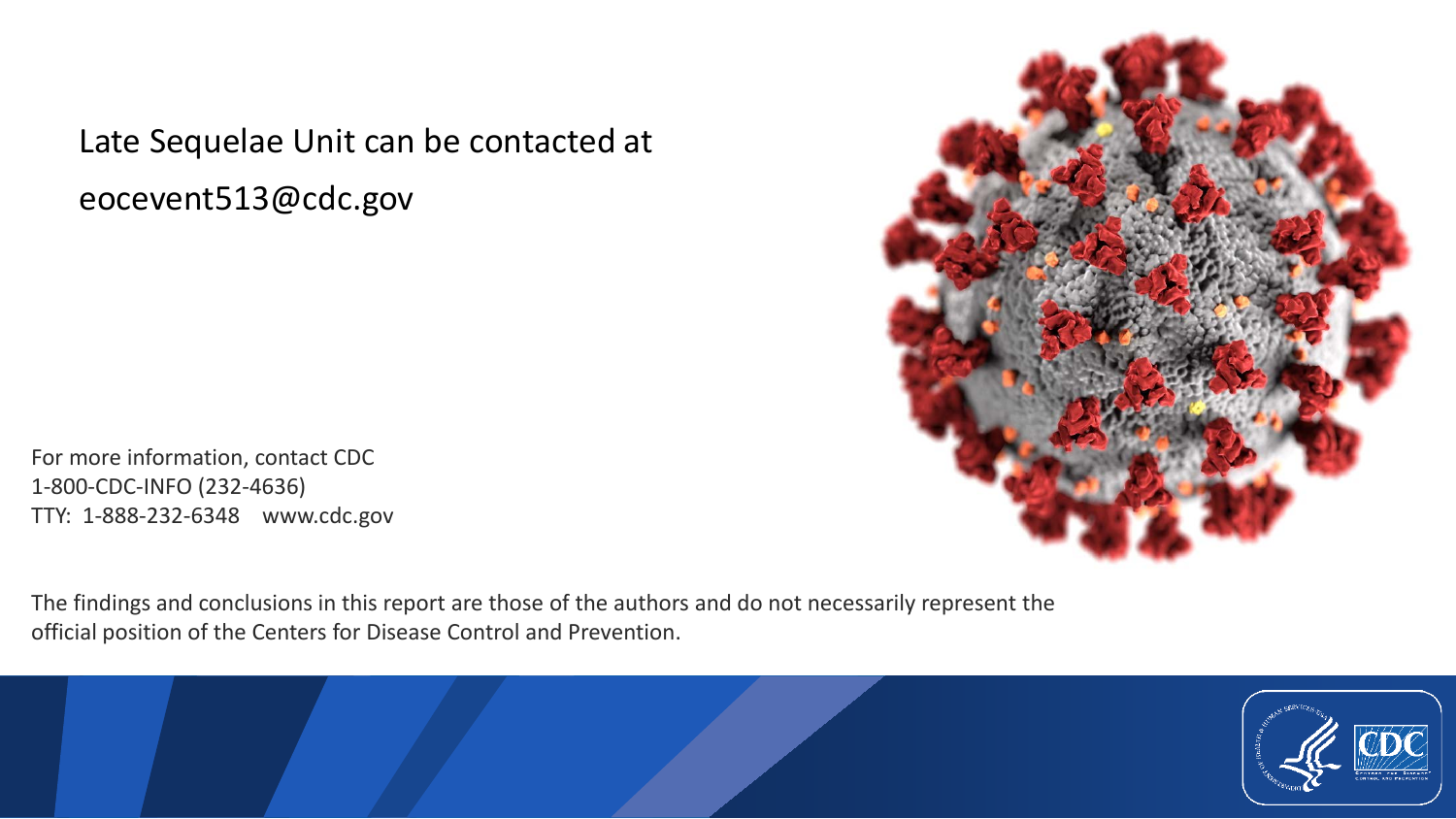Late Sequelae Unit can be contacted at

eocevent513@cdc.gov

For more information, contact CDC
1-800-CDC-INFO (232-4636)
TTY: 1-888-232-6348 www.cdc.gov

The findings and conclusions in this report are those of the authors and do not necessarily represent the official position of the Centers for Disease Control and Prevention.